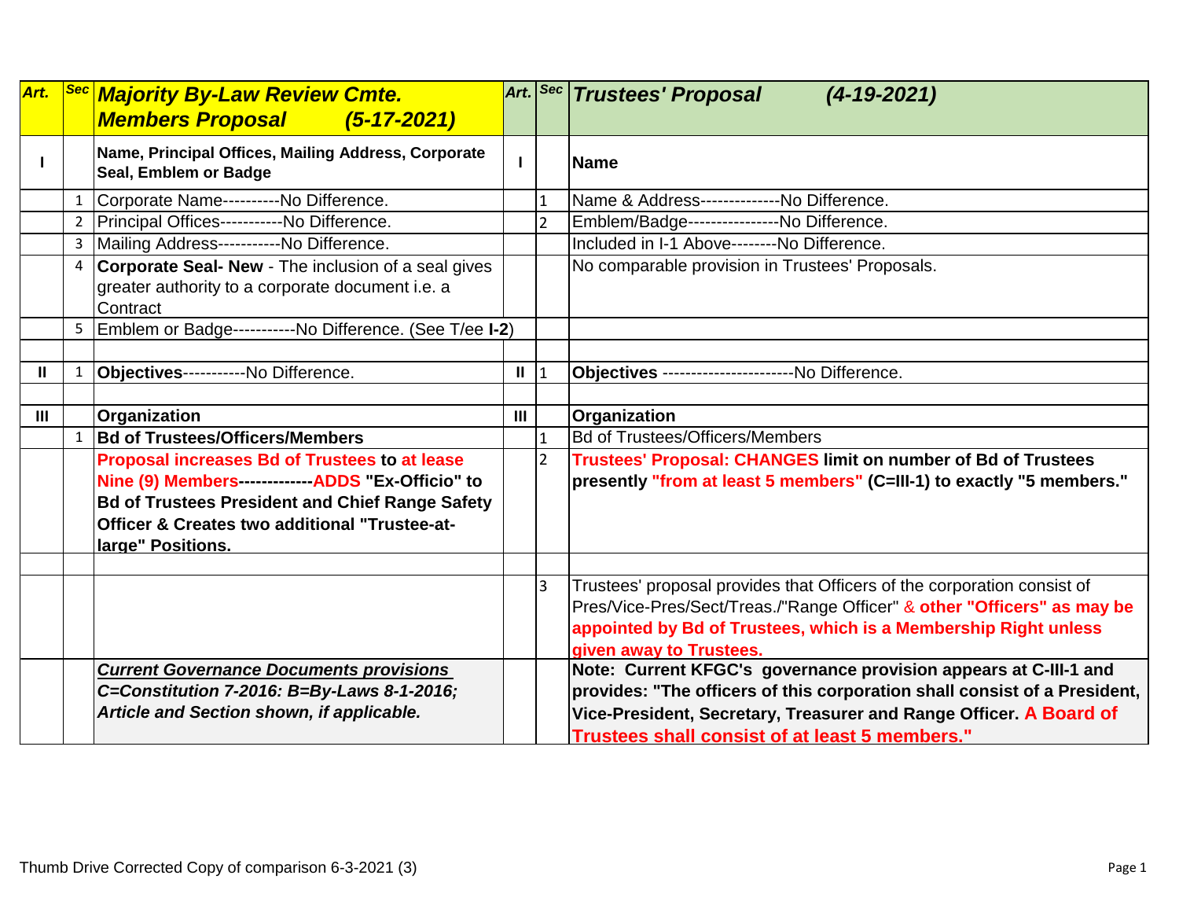| Art. | Sec | Majority By-Law Review Cmte. Members Proposal (5-17-2021) | Art. | Sec | Trustees' Proposal (4-19-2021) |
|---|---|---|---|---|---|
| I | | **Name, Principal Offices, Mailing Address, Corporate Seal, Emblem or Badge** | I | | **Name** |
| | 1 | Corporate Name----------No Difference. | | 1 | Name & Address--------------No Difference. |
| | 2 | Principal Offices-----------No Difference. | | 2 | Emblem/Badge----------------No Difference. |
| | 3 | Mailing Address-----------No Difference. | | | Included in I-1 Above--------No Difference. |
| | 4 | **Corporate Seal- New** - The inclusion of a seal gives greater authority to a corporate document i.e. a Contract | | | No comparable provision in Trustees' Proposals. |
| | 5 | Emblem or Badge-----------No Difference. (See T/ee **I-2**) | | | |
| | | | | | |
| II | 1 | **Objectives**-----------No Difference. | II | 1 | **Objectives** -----------------------No Difference. |
| | | | | | |
| III | | **Organization** | III | | **Organization** |
| | 1 | **Bd of Trustees/Officers/Members** | | 1 | Bd of Trustees/Officers/Members |
| | | **Proposal increases Bd of Trustees to at lease Nine (9) Members-------------ADDS "Ex-Officio" to Bd of Trustees President and Chief Range Safety Officer & Creates two additional "Trustee-at-large" Positions.** | | 2 | **Trustees' Proposal: CHANGES limit on number of Bd of Trustees presently "from at least 5 members" (C=III-1) to exactly "5 members."** |
| | | | | | |
| | | | | 3 | Trustees' proposal provides that Officers of the corporation consist of Pres/Vice-Pres/Sect/Treas./"Range Officer" & **other "Officers" as may be appointed by Bd of Trustees, which is a Membership Right unless given away to Trustees.** |
| | | ***Current Governance Documents provisions*** ***C=Constitution 7-2016: B=By-Laws 8-1-2016; Article and Section shown, if applicable.*** | | | **Note: Current KFGC's governance provision appears at C-III-1 and provides: "The officers of this corporation shall consist of a President, Vice-President, Secretary, Treasurer and Range Officer. A Board of Trustees shall consist of at least 5 members."** |

Thumb Drive Corrected Copy of comparison 6-3-2021 (3)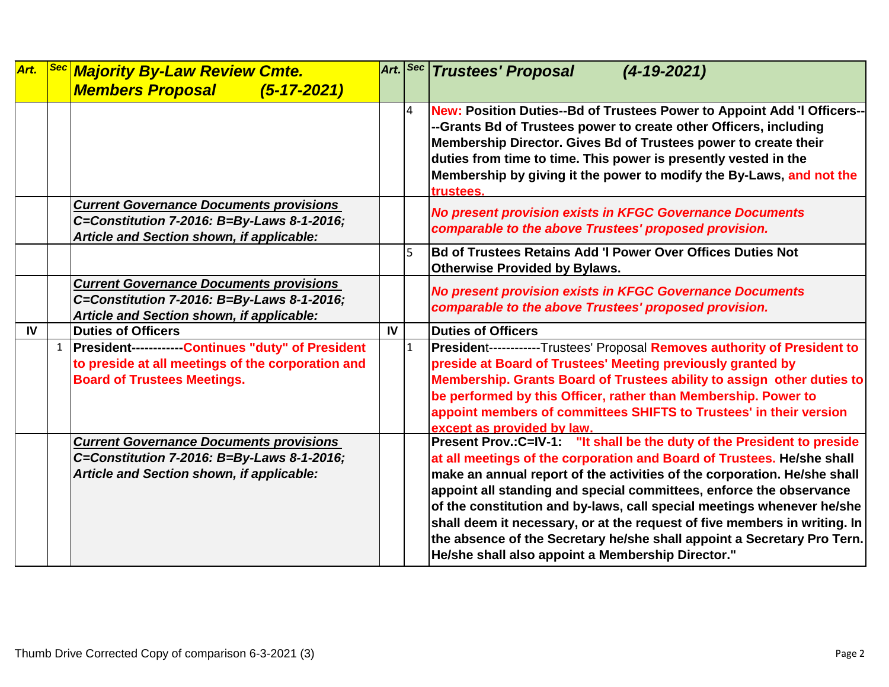| Art. | Sec | Majority By-Law Review Cmte. Members Proposal (5-17-2021) | Art. | Sec | Trustees' Proposal (4-19-2021) |
|---|---|---|---|---|---|
| | | | | 4 | **New: Position Duties--Bd of Trustees Power to Appoint Add 'l Officers----Grants Bd of Trustees power to create other Officers, including Membership Director. Gives Bd of Trustees power to create their duties from time to time. This power is presently vested in the Membership by giving it the power to modify the By-Laws, and not the trustees.** |
| | | ***Current Governance Documents provisions C=Constitution 7-2016: B=By-Laws 8-1-2016; Article and Section shown, if applicable:*** | | | ***No present provision exists in KFGC Governance Documents comparable to the above Trustees' proposed provision.*** |
| | | | | 5 | **Bd of Trustees Retains Add 'l Power Over Offices Duties Not Otherwise Provided by Bylaws.** |
| | | ***Current Governance Documents provisions C=Constitution 7-2016: B=By-Laws 8-1-2016; Article and Section shown, if applicable:*** | | | ***No present provision exists in KFGC Governance Documents comparable to the above Trustees' proposed provision.*** |
| **IV** | | **Duties of Officers** | **IV** | | **Duties of Officers** |
| | 1 | **President------------Continues "duty" of President to preside at all meetings of the corporation and Board of Trustees Meetings.** | | 1 | **President**------------Trustees' Proposal **Removes authority of President to preside at Board of Trustees' Meeting previously granted by Membership. Grants Board of Trustees ability to assign other duties to be performed by this Officer, rather than Membership. Power to appoint members of committees SHIFTS to Trustees' in their version except as provided by law.** |
| | | ***Current Governance Documents provisions C=Constitution 7-2016: B=By-Laws 8-1-2016; Article and Section shown, if applicable:*** | | | **Present Prov.:C=IV-1: "It shall be the duty of the President to preside at all meetings of the corporation and Board of Trustees. He/she shall make an annual report of the activities of the corporation. He/she shall appoint all standing and special committees, enforce the observance of the constitution and by-laws, call special meetings whenever he/she shall deem it necessary, or at the request of five members in writing. In the absence of the Secretary he/she shall appoint a Secretary Pro Tern. He/she shall also appoint a Membership Director."** |

Thumb Drive Corrected Copy of comparison 6-3-2021 (3)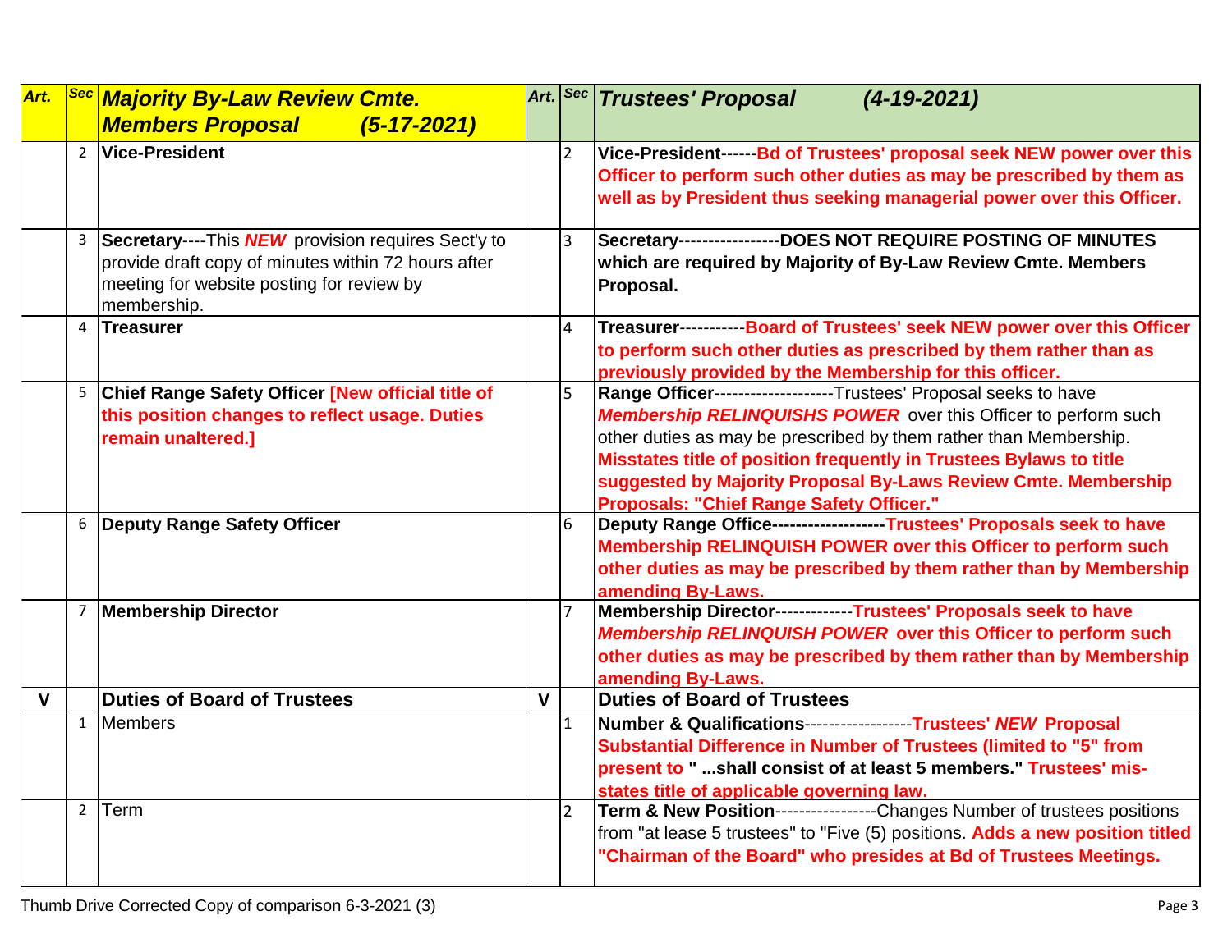| Art. | Sec | *Majority By-Law Review Cmte. Members Proposal (5-17-2021)* | Art. | Sec | *Trustees' Proposal (4-19-2021)* |
|---|---|---|---|---|---|
| | 2 | **Vice-President** | | 2 | **Vice-President------Bd of Trustees' proposal seek NEW power over this Officer to perform such other duties as may be prescribed by them as well as by President thus seeking managerial power over this Officer.** |
| | 3 | **Secretary**----This ***NEW*** provision requires Sect'y to provide draft copy of minutes within 72 hours after meeting for website posting for review by membership. | | 3 | **Secretary-----------------DOES NOT REQUIRE POSTING OF MINUTES which are required by Majority of By-Law Review Cmte. Members Proposal.** |
| | 4 | **Treasurer** | | 4 | **Treasurer-----------Board of Trustees' seek NEW power over this Officer to perform such other duties as prescribed by them rather than as previously provided by the Membership for this officer.** |
| | 5 | **Chief Range Safety Officer [New official title of this position changes to reflect usage. Duties remain unaltered.]** | | 5 | **Range Officer**-------------------Trustees' Proposal seeks to have ***Membership RELINQUISHS POWER*** over this Officer to perform such other duties as may be prescribed by them rather than Membership. **Misstates title of position frequently in Trustees Bylaws to title suggested by Majority Proposal By-Laws Review Cmte. Membership Proposals: "Chief Range Safety Officer."** |
| | 6 | **Deputy Range Safety Officer** | | 6 | **Deputy Range Office------------------Trustees' Proposals seek to have Membership RELINQUISH POWER over this Officer to perform such other duties as may be prescribed by them rather than by Membership amending By-Laws.** |
| | 7 | **Membership Director** | | 7 | **Membership Director------------Trustees' Proposals seek to have *Membership RELINQUISH POWER* over this Officer to perform such other duties as may be prescribed by them rather than by Membership amending By-Laws.** |
| **V** | | **Duties of Board of Trustees** | **V** | | **Duties of Board of Trustees** |
| | 1 | Members | | 1 | **Number & Qualifications-----------------Trustees' *NEW* Proposal Substantial Difference in Number of Trustees (limited to "5" from present to " ...shall consist of at least 5 members." Trustees' mis-states title of applicable governing law.** |
| | 2 | Term | | 2 | **Term & New Position**-----------------Changes Number of trustees positions from "at lease 5 trustees" to "Five (5) positions. **Adds a new position titled "Chairman of the Board" who presides at Bd of Trustees Meetings.** |

Thumb Drive Corrected Copy of comparison 6-3-2021 (3)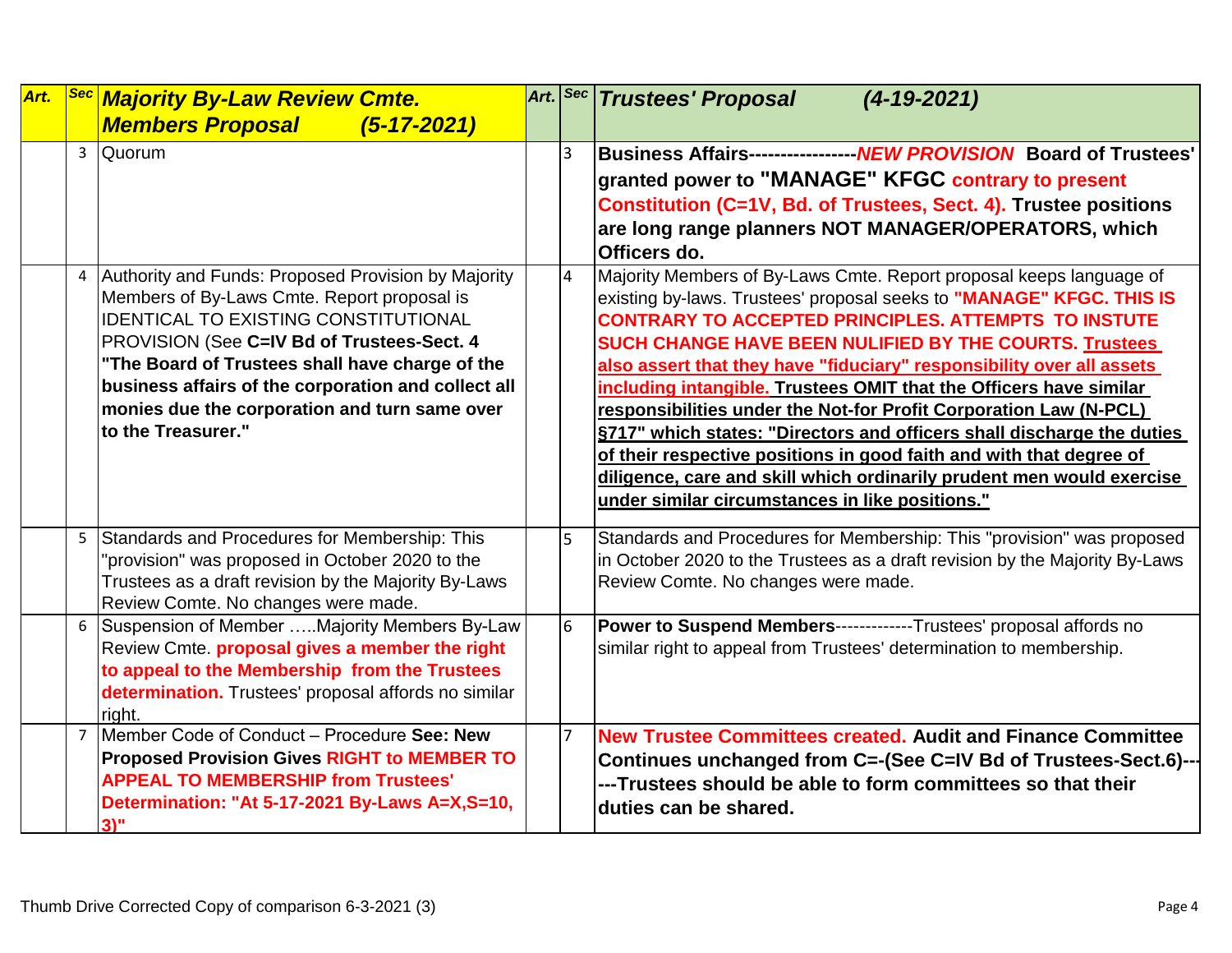| Art. | Sec | ***Majority By-Law Review Cmte. Members Proposal (5-17-2021)*** | Art. | Sec | ***Trustees' Proposal (4-19-2021)*** |
|---|---|---|---|---|---|
| | 3 | Quorum | | 3 | **Business Affairs-----------------*NEW PROVISION* Board of Trustees' granted power to "MANAGE" KFGC contrary to present Constitution (C=1V, Bd. of Trustees, Sect. 4). Trustee positions are long range planners NOT MANAGER/OPERATORS, which Officers do.** |
| | 4 | Authority and Funds: Proposed Provision by Majority Members of By-Laws Cmte. Report proposal is IDENTICAL TO EXISTING CONSTITUTIONAL PROVISION (See **C=IV Bd of Trustees-Sect. 4 "The Board of Trustees shall have charge of the business affairs of the corporation and collect all monies due the corporation and turn same over to the Treasurer."** | | 4 | Majority Members of By-Laws Cmte. Report proposal keeps language of existing by-laws. Trustees' proposal seeks to **"MANAGE" KFGC. THIS IS CONTRARY TO ACCEPTED PRINCIPLES. ATTEMPTS TO INSTUTE SUCH CHANGE HAVE BEEN NULIFIED BY THE COURTS. Trustees also assert that they have "fiduciary" responsibility over all assets including intangible. Trustees OMIT that the Officers have similar responsibilities under the Not-for Profit Corporation Law (N-PCL) §717" which states: "Directors and officers shall discharge the duties of their respective positions in good faith and with that degree of diligence, care and skill which ordinarily prudent men would exercise under similar circumstances in like positions."** |
| | 5 | Standards and Procedures for Membership: This "provision" was proposed in October 2020 to the Trustees as a draft revision by the Majority By-Laws Review Comte. No changes were made. | | 5 | Standards and Procedures for Membership: This "provision" was proposed in October 2020 to the Trustees as a draft revision by the Majority By-Laws Review Comte. No changes were made. |
| | 6 | Suspension of Member .....Majority Members By-Law Review Cmte. **proposal gives a member the right to appeal to the Membership from the Trustees determination.** Trustees' proposal affords no similar right. | | 6 | **Power to Suspend Members**-------------Trustees' proposal affords no similar right to appeal from Trustees' determination to membership. |
| | 7 | Member Code of Conduct – Procedure **See: New Proposed Provision Gives RIGHT to MEMBER TO APPEAL TO MEMBERSHIP from Trustees' Determination: "At 5-17-2021 By-Laws A=X,S=10, 3)"** | | 7 | **New Trustee Committees created. Audit and Finance Committee Continues unchanged from C=-(See C=IV Bd of Trustees-Sect.6)----Trustees should be able to form committees so that their duties can be shared.** |

Thumb Drive Corrected Copy of comparison 6-3-2021 (3)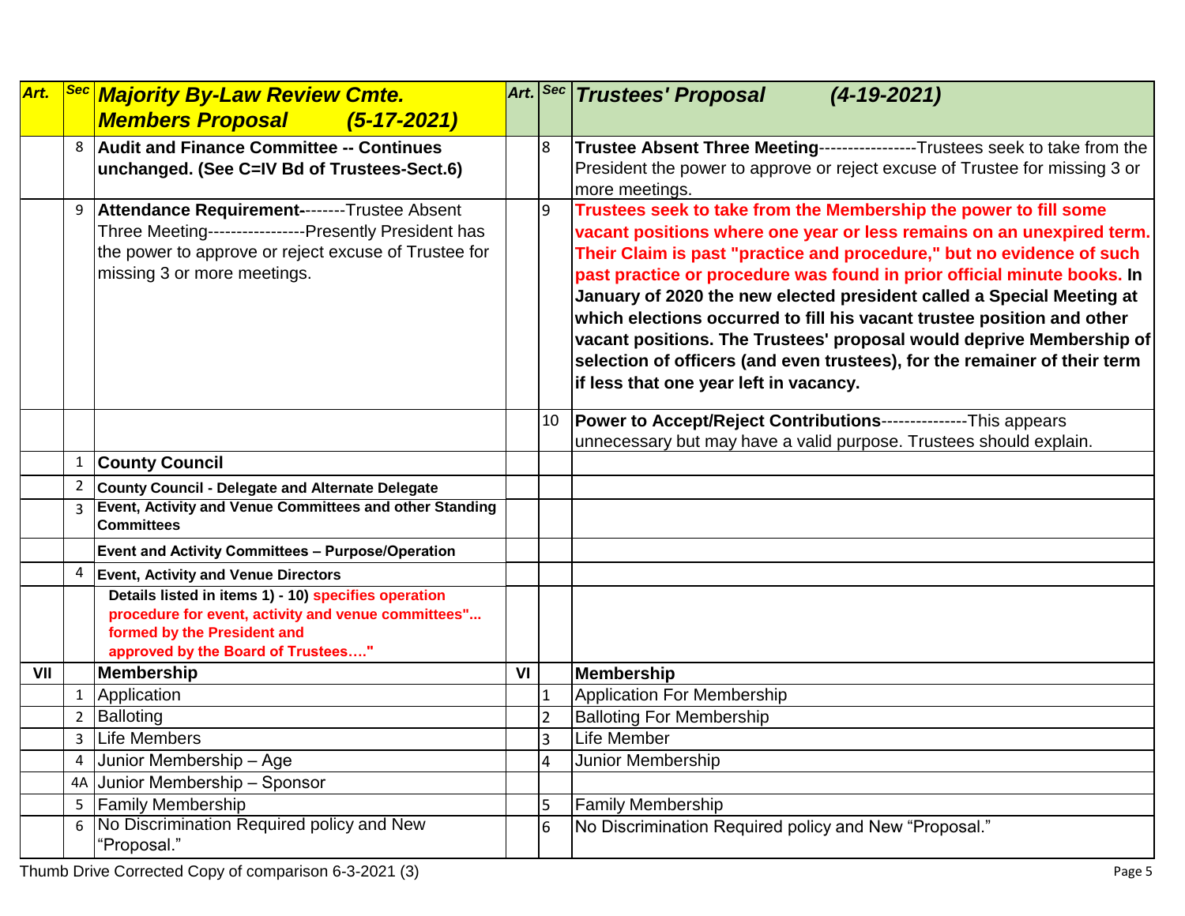| Art. | Sec | Majority By-Law Review Cmte. Members Proposal (5-17-2021) | Art. | Sec | Trustees' Proposal (4-19-2021) |
|---|---|---|---|---|---|
| | 8 | **Audit and Finance Committee -- Continues unchanged. (See C=IV Bd of Trustees-Sect.6)** | | 8 | **Trustee Absent Three Meeting**-----------------Trustees seek to take from the President the power to approve or reject excuse of Trustee for missing 3 or more meetings. |
| | 9 | **Attendance Requirement**--------Trustee Absent Three Meeting-----------------Presently President has the power to approve or reject excuse of Trustee for missing 3 or more meetings. | | 9 | **Trustees seek to take from the Membership the power to fill some vacant positions where one year or less remains on an unexpired term. Their Claim is past "practice and procedure," but no evidence of such past practice or procedure was found in prior official minute books. In January of 2020 the new elected president called a Special Meeting at which elections occurred to fill his vacant trustee position and other vacant positions. The Trustees' proposal would deprive Membership of selection of officers (and even trustees), for the remainer of their term if less that one year left in vacancy.** |
| | | | | 10 | **Power to Accept/Reject Contributions**---------------This appears unnecessary but may have a valid purpose. Trustees should explain. |
| | 1 | **County Council** | | | |
| | 2 | **County Council - Delegate and Alternate Delegate** | | | |
| | 3 | **Event, Activity and Venue Committees and other Standing Committees** | | | |
| | | **Event and Activity Committees – Purpose/Operation** | | | |
| | 4 | **Event, Activity and Venue Directors** | | | |
| | | **Details listed in items 1) - 10) specifies operation procedure for event, activity and venue committees"... formed by the President and approved by the Board of Trustees…."** | | | |
| **VII** | | **Membership** | **VI** | | **Membership** |
| | 1 | Application | | 1 | Application For Membership |
| | 2 | Balloting | | 2 | Balloting For Membership |
| | 3 | Life Members | | 3 | Life Member |
| | 4 | Junior Membership – Age | | 4 | Junior Membership |
| | 4A | Junior Membership – Sponsor | | | |
| | 5 | Family Membership | | 5 | Family Membership |
| | 6 | No Discrimination Required policy and New "Proposal." | | 6 | No Discrimination Required policy and New "Proposal." |

Thumb Drive Corrected Copy of comparison 6-3-2021 (3)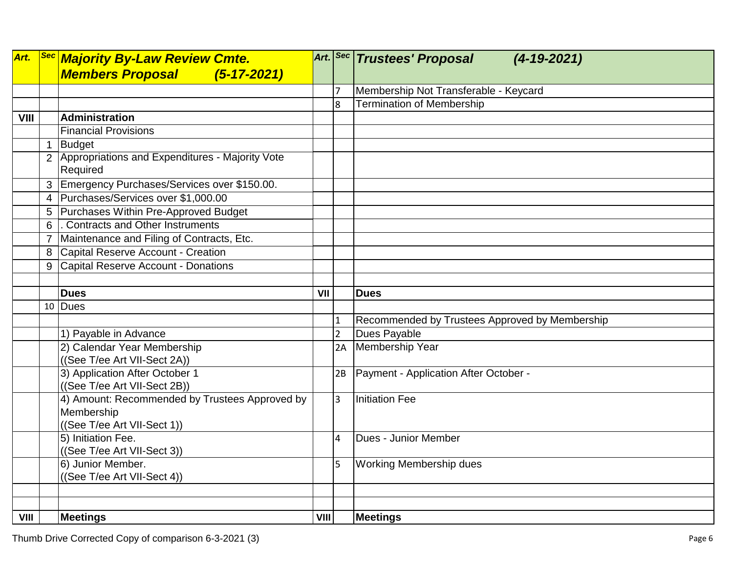| Art. | Sec | **Majority By-Law Review Cmte. Members Proposal (5-17-2021)** | Art. | Sec | **Trustees' Proposal (4-19-2021)** |
|---|---|---|---|---|---|
| | | | | 7 | Membership Not Transferable - Keycard |
| | | | | 8 | Termination of Membership |
| **VIII** | | **Administration** | | | |
| | | Financial Provisions | | | |
| | 1 | Budget | | | |
| | 2 | Appropriations and Expenditures - Majority Vote Required | | | |
| | 3 | Emergency Purchases/Services over $150.00. | | | |
| | 4 | Purchases/Services over $1,000.00 | | | |
| | 5 | Purchases Within Pre-Approved Budget | | | |
| | 6 | . Contracts and Other Instruments | | | |
| | 7 | Maintenance and Filing of Contracts, Etc. | | | |
| | 8 | Capital Reserve Account - Creation | | | |
| | 9 | Capital Reserve Account - Donations | | | |
| | | | | | |
| | | **Dues** | **VII** | | **Dues** |
| | 10 | Dues | | | |
| | | | | 1 | Recommended by Trustees Approved by Membership |
| | | 1) Payable in Advance | | 2 | Dues Payable |
| | | 2) Calendar Year Membership ((See T/ee Art VII-Sect 2A)) | | 2A | Membership Year |
| | | 3) Application After October 1 ((See T/ee Art VII-Sect 2B)) | | 2B | Payment - Application After October - |
| | | 4) Amount: Recommended by Trustees Approved by Membership ((See T/ee Art VII-Sect 1)) | | 3 | Initiation Fee |
| | | 5) Initiation Fee. ((See T/ee Art VII-Sect 3)) | | 4 | Dues - Junior Member |
| | | 6) Junior Member. ((See T/ee Art VII-Sect 4)) | | 5 | Working Membership dues |
| | | | | | |
| | | | | | |
| **VIII** | | **Meetings** | **VIII** | | **Meetings** |

Thumb Drive Corrected Copy of comparison 6-3-2021 (3)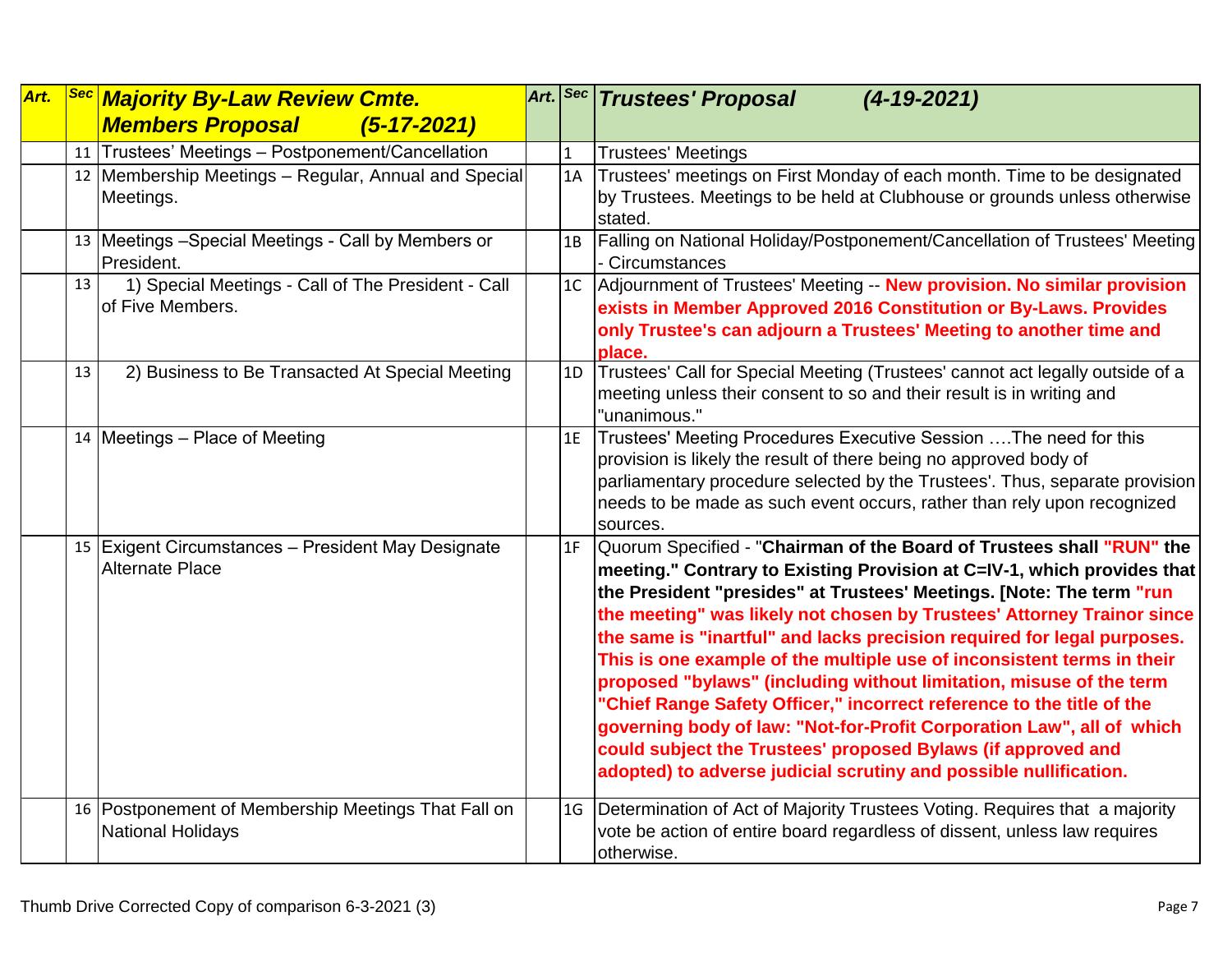| Art. | Sec | Majority By-Law Review Cmte. Members Proposal (5-17-2021) | Art. | Sec | Trustees' Proposal (4-19-2021) |
|---|---|---|---|---|---|
| | 11 | Trustees' Meetings – Postponement/Cancellation | | 1 | Trustees' Meetings |
| | 12 | Membership Meetings – Regular, Annual and Special Meetings. | | 1A | Trustees' meetings on First Monday of each month. Time to be designated by Trustees. Meetings to be held at Clubhouse or grounds unless otherwise stated. |
| | 13 | Meetings –Special Meetings - Call by Members or President. | | 1B | Falling on National Holiday/Postponement/Cancellation of Trustees' Meeting - Circumstances |
| | 13 | 1) Special Meetings - Call of The President - Call of Five Members. | | 1C | Adjournment of Trustees' Meeting -- **New provision. No similar provision exists in Member Approved 2016 Constitution or By-Laws. Provides only Trustee's can adjourn a Trustees' Meeting to another time and place.** |
| | 13 | 2) Business to Be Transacted At Special Meeting | | 1D | Trustees' Call for Special Meeting (Trustees' cannot act legally outside of a meeting unless their consent to so and their result is in writing and "unanimous." |
| | 14 | Meetings – Place of Meeting | | 1E | Trustees' Meeting Procedures Executive Session ….The need for this provision is likely the result of there being no approved body of parliamentary procedure selected by the Trustees'. Thus, separate provision needs to be made as such event occurs, rather than rely upon recognized sources. |
| | 15 | Exigent Circumstances – President May Designate Alternate Place | | 1F | Quorum Specified - "**Chairman of the Board of Trustees shall "RUN" the meeting." Contrary to Existing Provision at C=IV-1, which provides that the President "presides" at Trustees' Meetings. [Note: The term "run the meeting" was likely not chosen by Trustees' Attorney Trainor since the same is "inartful" and lacks precision required for legal purposes. This is one example of the multiple use of inconsistent terms in their proposed "bylaws" (including without limitation, misuse of the term "Chief Range Safety Officer," incorrect reference to the title of the governing body of law: "Not-for-Profit Corporation Law", all of which could subject the Trustees' proposed Bylaws (if approved and adopted) to adverse judicial scrutiny and possible nullification.** |
| | 16 | Postponement of Membership Meetings That Fall on National Holidays | | 1G | Determination of Act of Majority Trustees Voting. Requires that a majority vote be action of entire board regardless of dissent, unless law requires otherwise. |

Thumb Drive Corrected Copy of comparison 6-3-2021 (3)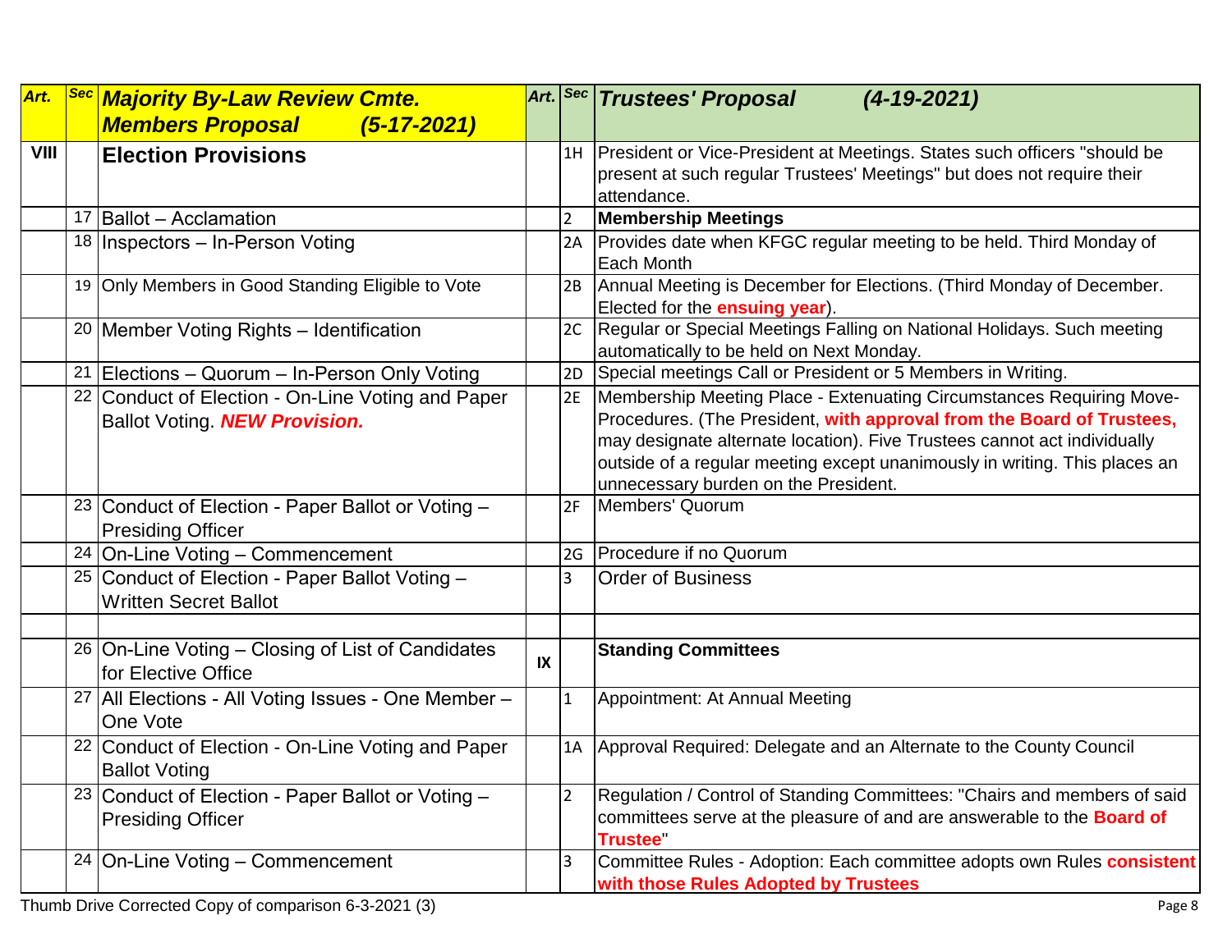| Art. | Sec | ***Majority By-Law Review Cmte. Members Proposal (5-17-2021)*** | Art. | Sec | ***Trustees' Proposal (4-19-2021)*** |
|---|---|---|---|---|---|
| VIII | | **Election Provisions** | | 1H | President or Vice-President at Meetings. States such officers "should be present at such regular Trustees' Meetings" but does not require their attendance. |
| | 17 | Ballot – Acclamation | | 2 | **Membership Meetings** |
| | 18 | Inspectors – In-Person Voting | | 2A | Provides date when KFGC regular meeting to be held. Third Monday of Each Month |
| | 19 | Only Members in Good Standing Eligible to Vote | | 2B | Annual Meeting is December for Elections. (Third Monday of December. Elected for the **ensuing year**). |
| | 20 | Member Voting Rights – Identification | | 2C | Regular or Special Meetings Falling on National Holidays. Such meeting automatically to be held on Next Monday. |
| | 21 | Elections – Quorum – In-Person Only Voting | | 2D | Special meetings Call or President or 5 Members in Writing. |
| | 22 | Conduct of Election - On-Line Voting and Paper Ballot Voting. ***NEW Provision.*** | | 2E | Membership Meeting Place - Extenuating Circumstances Requiring Move-Procedures. (The President, **with approval from the Board of Trustees,** may designate alternate location). Five Trustees cannot act individually outside of a regular meeting except unanimously in writing. This places an unnecessary burden on the President. |
| | 23 | Conduct of Election - Paper Ballot or Voting – Presiding Officer | | 2F | Members' Quorum |
| | 24 | On-Line Voting – Commencement | | 2G | Procedure if no Quorum |
| | 25 | Conduct of Election - Paper Ballot Voting – Written Secret Ballot | | 3 | Order of Business |
| | | | | | |
| | 26 | On-Line Voting – Closing of List of Candidates for Elective Office | IX | | **Standing Committees** |
| | 27 | All Elections - All Voting Issues - One Member – One Vote | | 1 | Appointment: At Annual Meeting |
| | 22 | Conduct of Election - On-Line Voting and Paper Ballot Voting | | 1A | Approval Required: Delegate and an Alternate to the County Council |
| | 23 | Conduct of Election - Paper Ballot or Voting – Presiding Officer | | 2 | Regulation / Control of Standing Committees: "Chairs and members of said committees serve at the pleasure of and are answerable to the **Board of Trustee**" |
| | 24 | On-Line Voting – Commencement | | 3 | Committee Rules - Adoption: Each committee adopts own Rules **consistent with those Rules Adopted by Trustees** |

Thumb Drive Corrected Copy of comparison 6-3-2021 (3)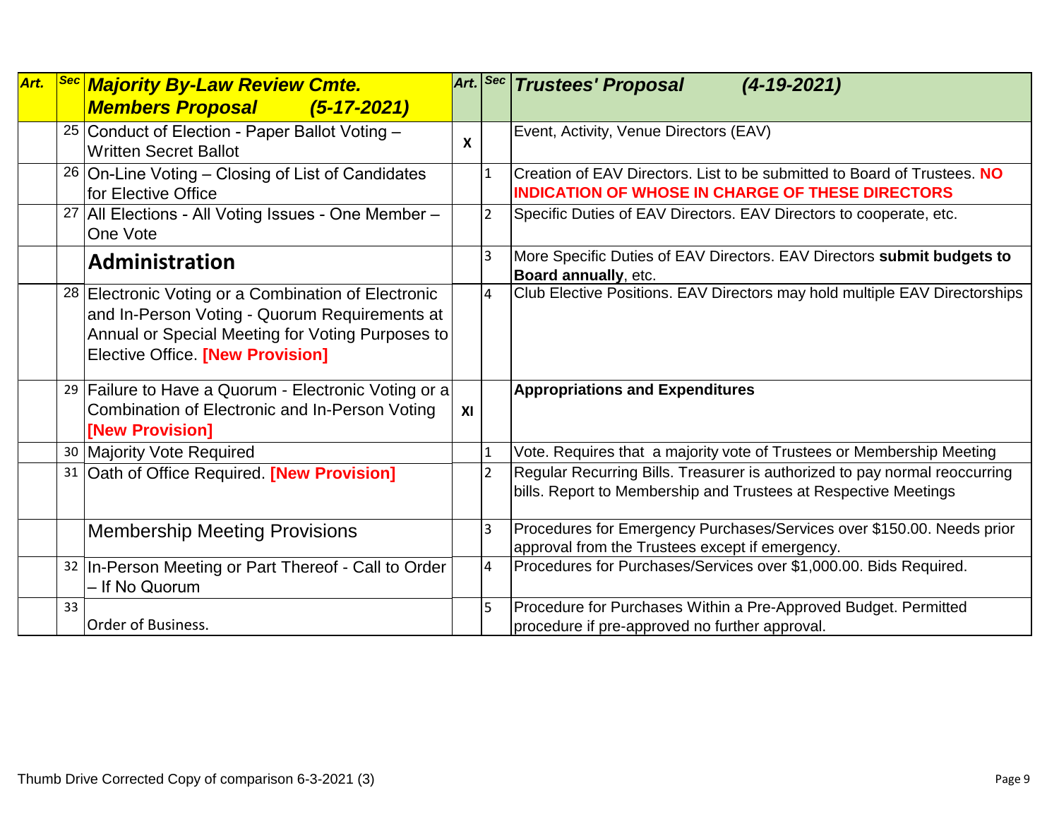| Art. | Sec | **Majority By-Law Review Cmte. Members Proposal (5-17-2021)** | Art. | Sec | **Trustees' Proposal (4-19-2021)** |
|---|---|---|---|---|---|
| | 25 | Conduct of Election - Paper Ballot Voting – Written Secret Ballot | **X** | | Event, Activity, Venue Directors (EAV) |
| | 26 | On-Line Voting – Closing of List of Candidates for Elective Office | | 1 | Creation of EAV Directors. List to be submitted to Board of Trustees. **NO INDICATION OF WHOSE IN CHARGE OF THESE DIRECTORS** |
| | 27 | All Elections - All Voting Issues - One Member – One Vote | | 2 | Specific Duties of EAV Directors. EAV Directors to cooperate, etc. |
| | | **Administration** | | 3 | More Specific Duties of EAV Directors. EAV Directors **submit budgets to Board annually**, etc. |
| | 28 | Electronic Voting or a Combination of Electronic and In-Person Voting - Quorum Requirements at Annual or Special Meeting for Voting Purposes to Elective Office. **[New Provision]** | | 4 | Club Elective Positions. EAV Directors may hold multiple EAV Directorships |
| | 29 | Failure to Have a Quorum - Electronic Voting or a Combination of Electronic and In-Person Voting **[New Provision]** | **XI** | | **Appropriations and Expenditures** |
| | 30 | Majority Vote Required | | 1 | Vote. Requires that a majority vote of Trustees or Membership Meeting |
| | 31 | Oath of Office Required. **[New Provision]** | | 2 | Regular Recurring Bills. Treasurer is authorized to pay normal reoccurring bills. Report to Membership and Trustees at Respective Meetings |
| | | Membership Meeting Provisions | | 3 | Procedures for Emergency Purchases/Services over $150.00. Needs prior approval from the Trustees except if emergency. |
| | 32 | In-Person Meeting or Part Thereof - Call to Order – If No Quorum | | 4 | Procedures for Purchases/Services over $1,000.00. Bids Required. |
| | 33 | Order of Business. | | 5 | Procedure for Purchases Within a Pre-Approved Budget. Permitted procedure if pre-approved no further approval. |

Thumb Drive Corrected Copy of comparison 6-3-2021 (3)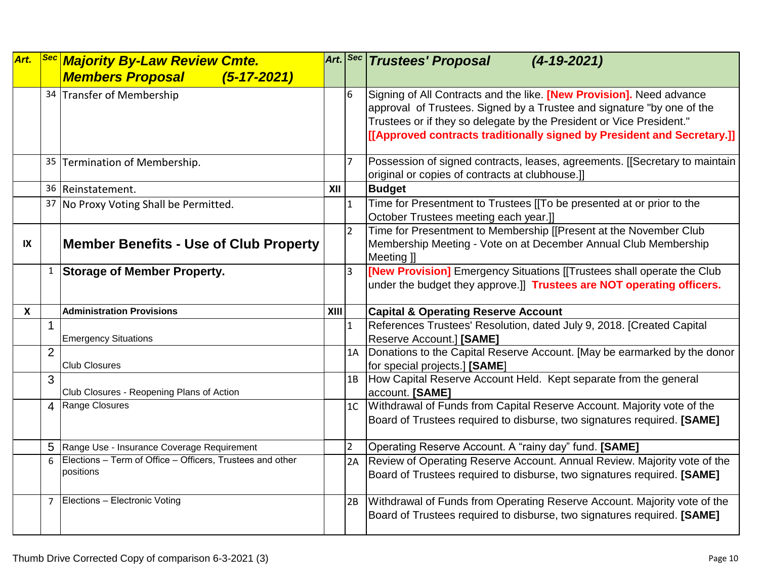| Art. | Sec | Majority By-Law Review Cmte. Members Proposal (5-17-2021) | Art. | Sec | Trustees' Proposal (4-19-2021) |
|---|---|---|---|---|---|
| | 34 | Transfer of Membership | | 6 | Signing of All Contracts and the like. **[New Provision].** Need advance approval of Trustees. Signed by a Trustee and signature "by one of the Trustees or if they so delegate by the President or Vice President." **[[Approved contracts traditionally signed by President and Secretary.]]** |
| | 35 | Termination of Membership. | | 7 | Possession of signed contracts, leases, agreements. [[Secretary to maintain original or copies of contracts at clubhouse.]] |
| | 36 | Reinstatement. | **XII** | | **Budget** |
| | 37 | No Proxy Voting Shall be Permitted. | | 1 | Time for Presentment to Trustees [[To be presented at or prior to the October Trustees meeting each year.]] |
| **IX** | | **Member Benefits - Use of Club Property** | | 2 | Time for Presentment to Membership [[Present at the November Club Membership Meeting - Vote on at December Annual Club Membership Meeting ]] |
| | 1 | **Storage of Member Property.** | | 3 | **[New Provision]** Emergency Situations [[Trustees shall operate the Club under the budget they approve.]] **Trustees are NOT operating officers.** |
| **X** | | **Administration Provisions** | **XIII** | | **Capital & Operating Reserve Account** |
| | 1 | Emergency Situations | | 1 | References Trustees' Resolution, dated July 9, 2018. [Created Capital Reserve Account.] **[SAME]** |
| | 2 | Club Closures | | 1A | Donations to the Capital Reserve Account. [May be earmarked by the donor for special projects.] **[SAME]** |
| | 3 | Club Closures - Reopening Plans of Action | | 1B | How Capital Reserve Account Held. Kept separate from the general account. **[SAME]** |
| | 4 | Range Closures | | 1C | Withdrawal of Funds from Capital Reserve Account. Majority vote of the Board of Trustees required to disburse, two signatures required. **[SAME]** |
| | 5 | Range Use - Insurance Coverage Requirement | | 2 | Operating Reserve Account. A "rainy day" fund. **[SAME]** |
| | 6 | Elections – Term of Office – Officers, Trustees and other positions | | 2A | Review of Operating Reserve Account. Annual Review. Majority vote of the Board of Trustees required to disburse, two signatures required. **[SAME]** |
| | 7 | Elections – Electronic Voting | | 2B | Withdrawal of Funds from Operating Reserve Account. Majority vote of the Board of Trustees required to disburse, two signatures required. **[SAME]** |

Thumb Drive Corrected Copy of comparison 6-3-2021 (3)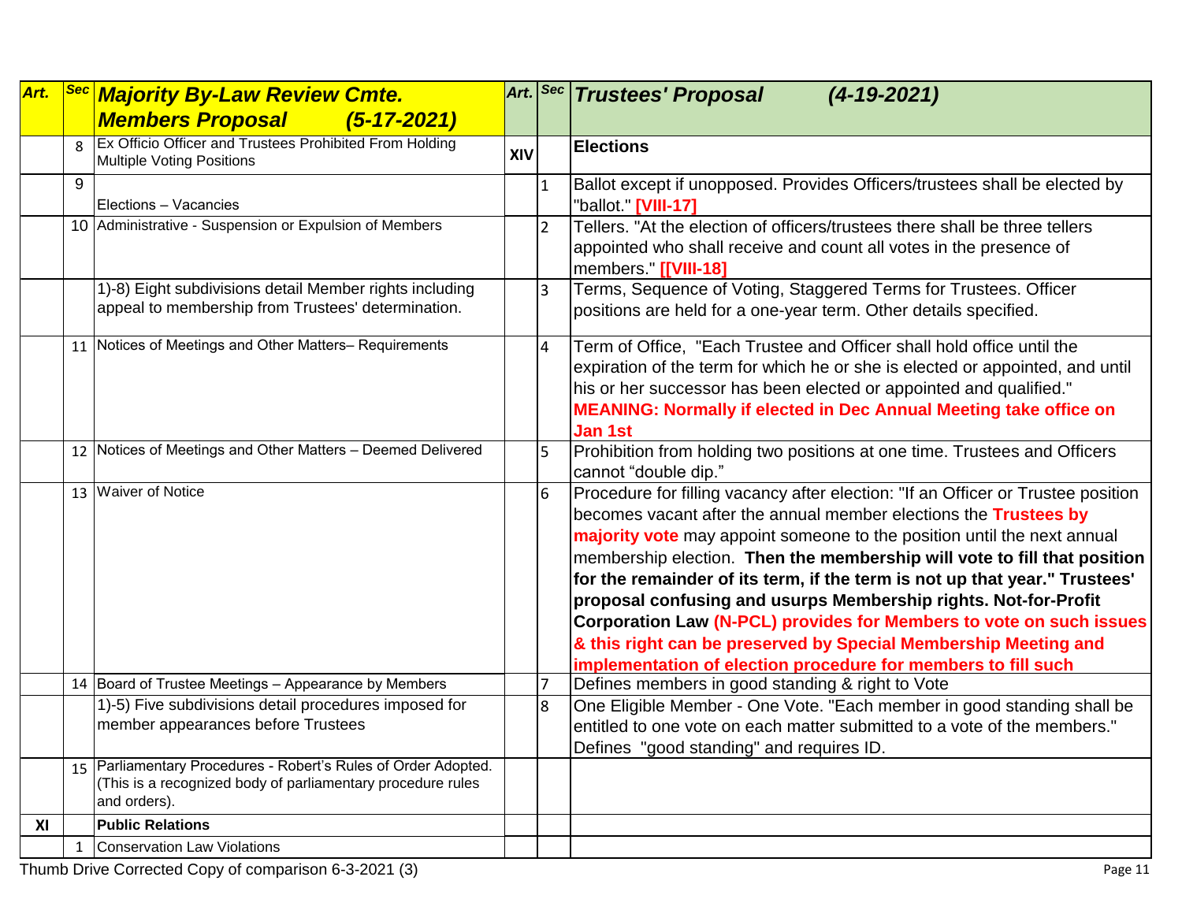| Art. | Sec | Majority By-Law Review Cmte. Members Proposal (5-17-2021) | Art. | Sec | Trustees' Proposal (4-19-2021) |
|---|---|---|---|---|---|
| | 8 | Ex Officio Officer and Trustees Prohibited From Holding Multiple Voting Positions | XIV | | **Elections** |
| | 9 | Elections – Vacancies | | 1 | Ballot except if unopposed. Provides Officers/trustees shall be elected by "ballot." **[VIII-17]** |
| | 10 | Administrative - Suspension or Expulsion of Members | | 2 | Tellers. "At the election of officers/trustees there shall be three tellers appointed who shall receive and count all votes in the presence of members." **[[VIII-18]** |
| | | 1)-8) Eight subdivisions detail Member rights including appeal to membership from Trustees' determination. | | 3 | Terms, Sequence of Voting, Staggered Terms for Trustees. Officer positions are held for a one-year term. Other details specified. |
| | 11 | Notices of Meetings and Other Matters– Requirements | | 4 | Term of Office, "Each Trustee and Officer shall hold office until the expiration of the term for which he or she is elected or appointed, and until his or her successor has been elected or appointed and qualified." **MEANING: Normally if elected in Dec Annual Meeting take office on Jan 1st** |
| | 12 | Notices of Meetings and Other Matters – Deemed Delivered | | 5 | Prohibition from holding two positions at one time. Trustees and Officers cannot "double dip." |
| | 13 | Waiver of Notice | | 6 | Procedure for filling vacancy after election: "If an Officer or Trustee position becomes vacant after the annual member elections the **Trustees by majority vote** may appoint someone to the position until the next annual membership election. **Then the membership will vote to fill that position for the remainder of its term, if the term is not up that year." Trustees' proposal confusing and usurps Membership rights. Not-for-Profit Corporation Law (N-PCL) provides for Members to vote on such issues & this right can be preserved by Special Membership Meeting and implementation of election procedure for members to fill such** |
| | 14 | Board of Trustee Meetings – Appearance by Members | | 7 | Defines members in good standing & right to Vote |
| | | 1)-5) Five subdivisions detail procedures imposed for member appearances before Trustees | | 8 | One Eligible Member - One Vote. "Each member in good standing shall be entitled to one vote on each matter submitted to a vote of the members." Defines "good standing" and requires ID. |
| | 15 | Parliamentary Procedures - Robert's Rules of Order Adopted. (This is a recognized body of parliamentary procedure rules and orders). | | | |
| XI | | **Public Relations** | | | |
| | 1 | Conservation Law Violations | | | |

Thumb Drive Corrected Copy of comparison 6-3-2021 (3)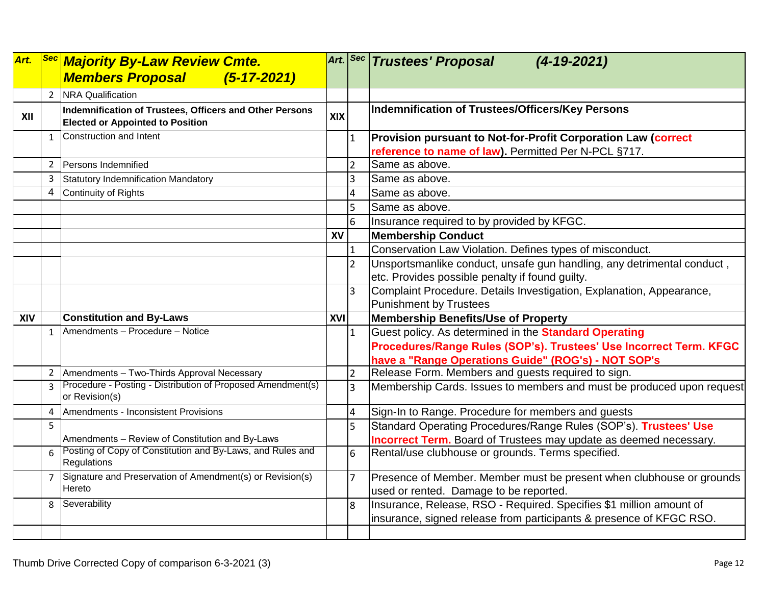| Art. | Sec | Majority By-Law Review Cmte. Members Proposal (5-17-2021) | Art. | Sec | Trustees' Proposal (4-19-2021) |
|---|---|---|---|---|---|
| | 2 | NRA Qualification | | | |
| XII | | **Indemnification of Trustees, Officers and Other Persons Elected or Appointed to Position** | XIX | | **Indemnification of Trustees/Officers/Key Persons** |
| | 1 | Construction and Intent | | 1 | **Provision pursuant to Not-for-Profit Corporation Law (correct reference to name of law).** Permitted Per N-PCL §717. |
| | 2 | Persons Indemnified | | 2 | Same as above. |
| | 3 | Statutory Indemnification Mandatory | | 3 | Same as above. |
| | 4 | Continuity of Rights | | 4 | Same as above. |
| | | | | 5 | Same as above. |
| | | | | 6 | Insurance required to by provided by KFGC. |
| | | | XV | | **Membership Conduct** |
| | | | | 1 | Conservation Law Violation. Defines types of misconduct. |
| | | | | 2 | Unsportsmanlike conduct, unsafe gun handling, any detrimental conduct , etc. Provides possible penalty if found guilty. |
| | | | | 3 | Complaint Procedure. Details Investigation, Explanation, Appearance, Punishment by Trustees |
| XIV | | **Constitution and By-Laws** | XVI | | **Membership Benefits/Use of Property** |
| | 1 | Amendments – Procedure – Notice | | 1 | Guest policy. As determined in the **Standard Operating Procedures/Range Rules (SOP's). Trustees' Use Incorrect Term. KFGC have a "Range Operations Guide" (ROG's) - NOT SOP's** |
| | 2 | Amendments – Two-Thirds Approval Necessary | | 2 | Release Form. Members and guests required to sign. |
| | 3 | Procedure - Posting - Distribution of Proposed Amendment(s) or Revision(s) | | 3 | Membership Cards. Issues to members and must be produced upon request |
| | 4 | Amendments - Inconsistent Provisions | | 4 | Sign-In to Range. Procedure for members and guests |
| | 5 | Amendments – Review of Constitution and By-Laws | | 5 | Standard Operating Procedures/Range Rules (SOP's). **Trustees' Use Incorrect Term.** Board of Trustees may update as deemed necessary. |
| | 6 | Posting of Copy of Constitution and By-Laws, and Rules and Regulations | | 6 | Rental/use clubhouse or grounds. Terms specified. |
| | 7 | Signature and Preservation of Amendment(s) or Revision(s) Hereto | | 7 | Presence of Member. Member must be present when clubhouse or grounds used or rented. Damage to be reported. |
| | 8 | Severability | | 8 | Insurance, Release, RSO - Required. Specifies $1 million amount of insurance, signed release from participants & presence of KFGC RSO. |
| | | | | | |

Thumb Drive Corrected Copy of comparison 6-3-2021 (3)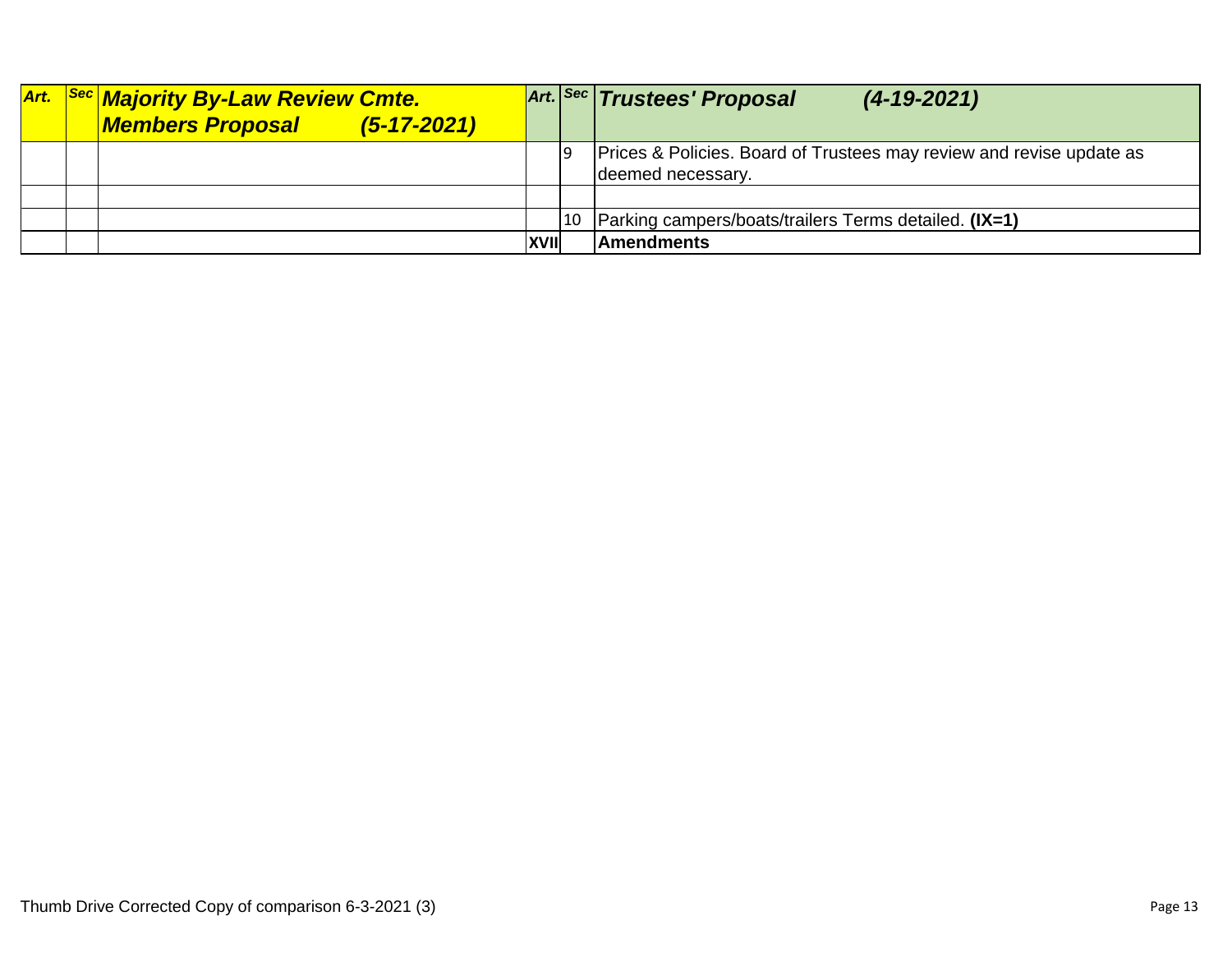| *Art.* | *Sec* | ***Majority By-Law Review Cmte. Members Proposal (5-17-2021)*** | *Art.* | *Sec* | ***Trustees' Proposal (4-19-2021)*** |
|---|---|---|---|---|---|
| | | | | 9 | Prices & Policies. Board of Trustees may review and revise update as deemed necessary. |
| | | | | | |
| | | | | 10 | Parking campers/boats/trailers Terms detailed. **(IX=1)** |
| | | | **XVII** | | **Amendments** |

Thumb Drive Corrected Copy of comparison 6-3-2021 (3)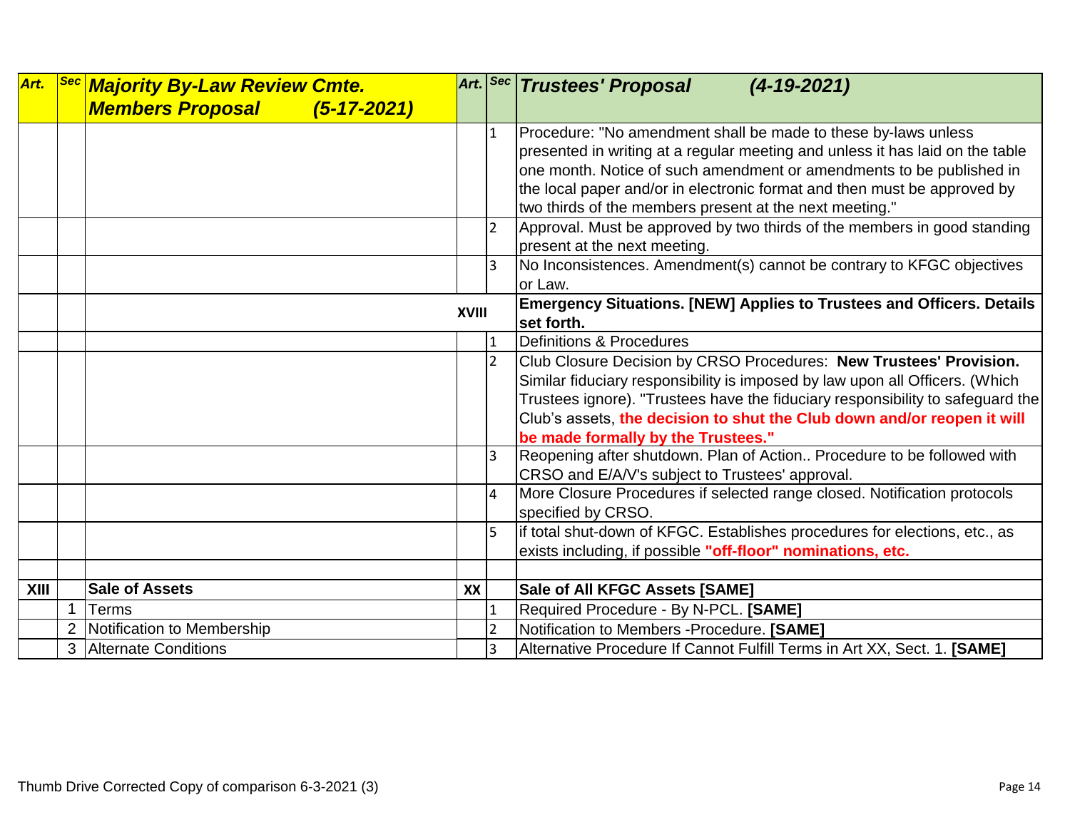| Art. | Sec | *Majority By-Law Review Cmte. Members Proposal (5-17-2021)* | Art. | Sec | *Trustees' Proposal (4-19-2021)* |
|---|---|---|---|---|---|
| | | | | 1 | Procedure: "No amendment shall be made to these by-laws unless presented in writing at a regular meeting and unless it has laid on the table one month. Notice of such amendment or amendments to be published in the local paper and/or in electronic format and then must be approved by two thirds of the members present at the next meeting." |
| | | | | 2 | Approval. Must be approved by two thirds of the members in good standing present at the next meeting. |
| | | | | 3 | No Inconsistences. Amendment(s) cannot be contrary to KFGC objectives or Law. |
| | | | **XVIII** | | **Emergency Situations. [NEW] Applies to Trustees and Officers. Details set forth.** |
| | | | | 1 | Definitions & Procedures |
| | | | | 2 | Club Closure Decision by CRSO Procedures: **New Trustees' Provision.** Similar fiduciary responsibility is imposed by law upon all Officers. (Which Trustees ignore). "Trustees have the fiduciary responsibility to safeguard the Club's assets, **the decision to shut the Club down and/or reopen it will be made formally by the Trustees."** |
| | | | | 3 | Reopening after shutdown. Plan of Action.. Procedure to be followed with CRSO and E/A/V's subject to Trustees' approval. |
| | | | | 4 | More Closure Procedures if selected range closed. Notification protocols specified by CRSO. |
| | | | | 5 | if total shut-down of KFGC. Establishes procedures for elections, etc., as exists including, if possible **"off-floor" nominations, etc.** |
| | | | | | |
| **XIII** | | **Sale of Assets** | **XX** | | **Sale of All KFGC Assets [SAME]** |
| | 1 | Terms | | 1 | Required Procedure - By N-PCL. **[SAME]** |
| | 2 | Notification to Membership | | 2 | Notification to Members -Procedure. **[SAME]** |
| | 3 | Alternate Conditions | | 3 | Alternative Procedure If Cannot Fulfill Terms in Art XX, Sect. 1. **[SAME]** |

Thumb Drive Corrected Copy of comparison 6-3-2021 (3)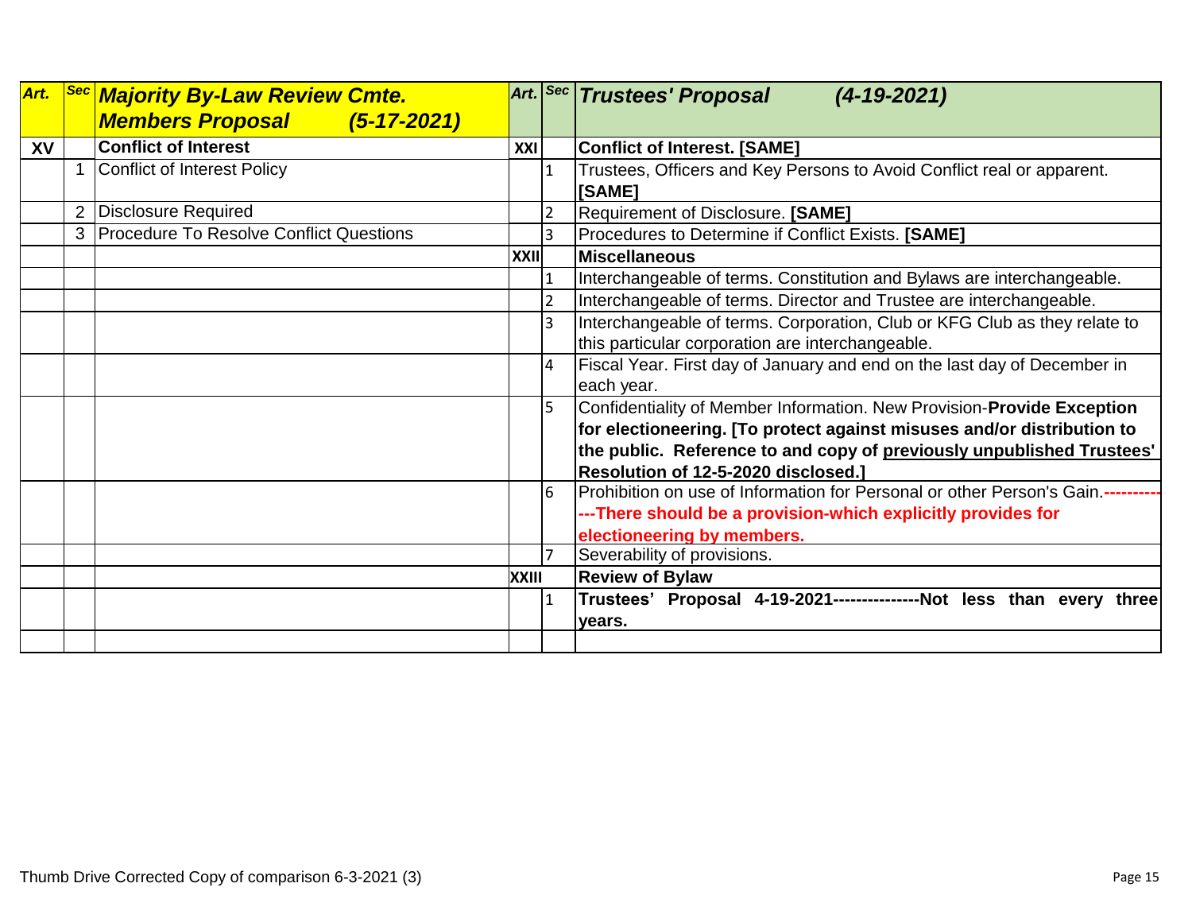| Art. | Sec | ***Majority By-Law Review Cmte. Members Proposal (5-17-2021)*** | Art. | Sec | ***Trustees' Proposal (4-19-2021)*** |
|---|---|---|---|---|---|
| **XV** | | **Conflict of Interest** | **XXI** | | **Conflict of Interest. [SAME]** |
| | 1 | Conflict of Interest Policy | | 1 | Trustees, Officers and Key Persons to Avoid Conflict real or apparent. **[SAME]** |
| | 2 | Disclosure Required | | 2 | Requirement of Disclosure. **[SAME]** |
| | 3 | Procedure To Resolve Conflict Questions | | 3 | Procedures to Determine if Conflict Exists. **[SAME]** |
| | | | **XXII** | | **Miscellaneous** |
| | | | | 1 | Interchangeable of terms. Constitution and Bylaws are interchangeable. |
| | | | | 2 | Interchangeable of terms. Director and Trustee are interchangeable. |
| | | | | 3 | Interchangeable of terms. Corporation, Club or KFG Club as they relate to this particular corporation are interchangeable. |
| | | | | 4 | Fiscal Year. First day of January and end on the last day of December in each year. |
| | | | | 5 | Confidentiality of Member Information. New Provision-**Provide Exception for electioneering. [To protect against misuses and/or distribution to the public. Reference to and copy of previously unpublished Trustees' Resolution of 12-5-2020 disclosed.]** |
| | | | | 6 | Prohibition on use of Information for Personal or other Person's Gain.**-------------There should be a provision-which explicitly provides for electioneering by members.** |
| | | | | 7 | Severability of provisions. |
| | | | **XXIII** | | **Review of Bylaw** |
| | | | | 1 | **Trustees' Proposal 4-19-2021---------------Not less than every three years.** |
| | | | | | |